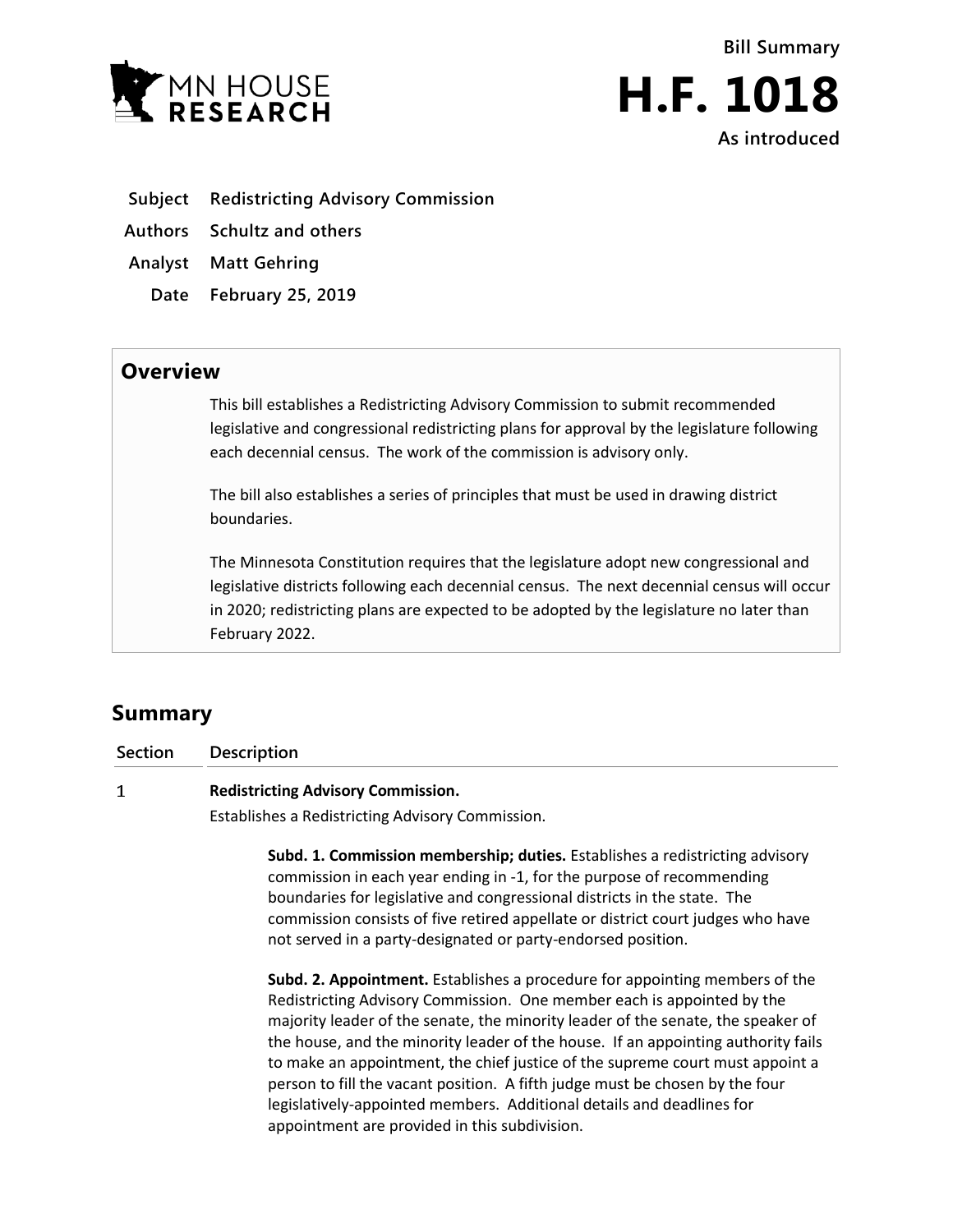Bill Summary

# H.F. 1018

As introduced

| | |
|---|---|
| **Subject** | **Redistricting Advisory Commission** |
| **Authors** | **Schultz and others** |
| **Analyst** | **Matt Gehring** |
| **Date** | **February 25, 2019** |

## Overview

This bill establishes a Redistricting Advisory Commission to submit recommended legislative and congressional redistricting plans for approval by the legislature following each decennial census. The work of the commission is advisory only.

The bill also establishes a series of principles that must be used in drawing district boundaries.

The Minnesota Constitution requires that the legislature adopt new congressional and legislative districts following each decennial census. The next decennial census will occur in 2020; redistricting plans are expected to be adopted by the legislature no later than February 2022.

## Summary

| Section | Description |
|---|---|
| 1 | **Redistricting Advisory Commission.** |

Establishes a Redistricting Advisory Commission.

**Subd. 1. Commission membership; duties.** Establishes a redistricting advisory commission in each year ending in -1, for the purpose of recommending boundaries for legislative and congressional districts in the state. The commission consists of five retired appellate or district court judges who have not served in a party-designated or party-endorsed position.

**Subd. 2. Appointment.** Establishes a procedure for appointing members of the Redistricting Advisory Commission. One member each is appointed by the majority leader of the senate, the minority leader of the senate, the speaker of the house, and the minority leader of the house. If an appointing authority fails to make an appointment, the chief justice of the supreme court must appoint a person to fill the vacant position. A fifth judge must be chosen by the four legislatively-appointed members. Additional details and deadlines for appointment are provided in this subdivision.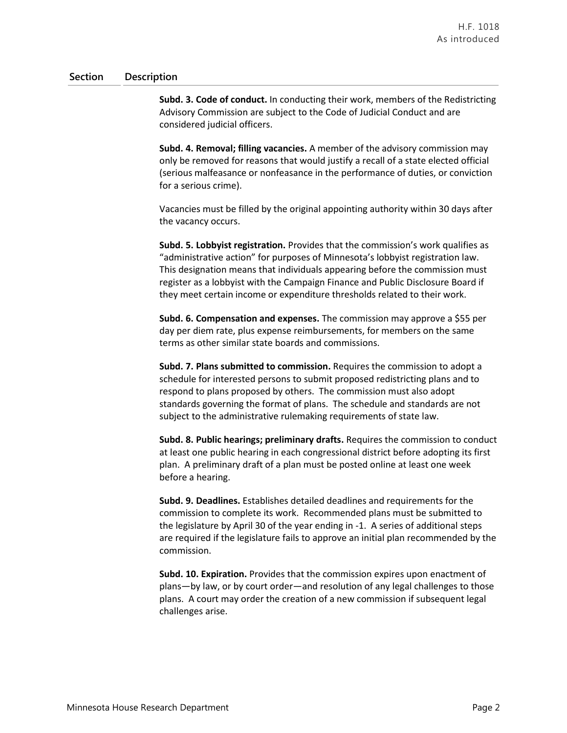| Section | Description |
|---|---|
| | **Subd. 3. Code of conduct.** In conducting their work, members of the Redistricting Advisory Commission are subject to the Code of Judicial Conduct and are considered judicial officers. |
| | **Subd. 4. Removal; filling vacancies.** A member of the advisory commission may only be removed for reasons that would justify a recall of a state elected official (serious malfeasance or nonfeasance in the performance of duties, or conviction for a serious crime).<br><br>Vacancies must be filled by the original appointing authority within 30 days after the vacancy occurs. |
| | **Subd. 5. Lobbyist registration.** Provides that the commission's work qualifies as "administrative action" for purposes of Minnesota's lobbyist registration law. This designation means that individuals appearing before the commission must register as a lobbyist with the Campaign Finance and Public Disclosure Board if they meet certain income or expenditure thresholds related to their work. |
| | **Subd. 6. Compensation and expenses.** The commission may approve a $55 per day per diem rate, plus expense reimbursements, for members on the same terms as other similar state boards and commissions. |
| | **Subd. 7. Plans submitted to commission.** Requires the commission to adopt a schedule for interested persons to submit proposed redistricting plans and to respond to plans proposed by others. The commission must also adopt standards governing the format of plans. The schedule and standards are not subject to the administrative rulemaking requirements of state law. |
| | **Subd. 8. Public hearings; preliminary drafts.** Requires the commission to conduct at least one public hearing in each congressional district before adopting its first plan. A preliminary draft of a plan must be posted online at least one week before a hearing. |
| | **Subd. 9. Deadlines.** Establishes detailed deadlines and requirements for the commission to complete its work. Recommended plans must be submitted to the legislature by April 30 of the year ending in -1. A series of additional steps are required if the legislature fails to approve an initial plan recommended by the commission. |
| | **Subd. 10. Expiration.** Provides that the commission expires upon enactment of plans—by law, or by court order—and resolution of any legal challenges to those plans. A court may order the creation of a new commission if subsequent legal challenges arise. |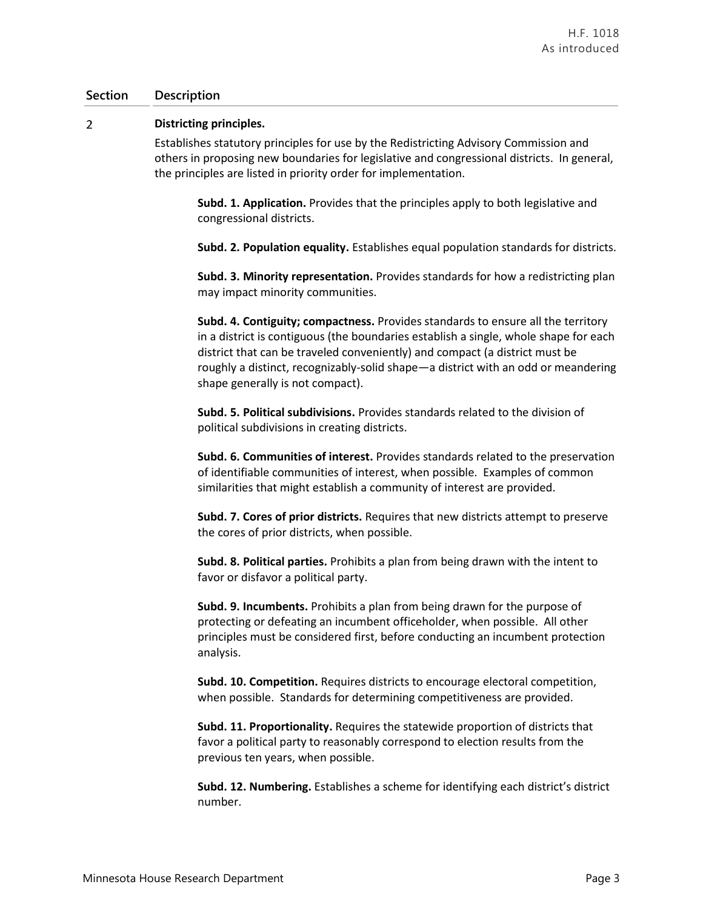| Section | Description |
|---|---|
| 2 | **Districting principles.**<br><br>Establishes statutory principles for use by the Redistricting Advisory Commission and others in proposing new boundaries for legislative and congressional districts. In general, the principles are listed in priority order for implementation.<br><br>**Subd. 1. Application.** Provides that the principles apply to both legislative and congressional districts.<br><br>**Subd. 2. Population equality.** Establishes equal population standards for districts.<br><br>**Subd. 3. Minority representation.** Provides standards for how a redistricting plan may impact minority communities.<br><br>**Subd. 4. Contiguity; compactness.** Provides standards to ensure all the territory in a district is contiguous (the boundaries establish a single, whole shape for each district that can be traveled conveniently) and compact (a district must be roughly a distinct, recognizably-solid shape—a district with an odd or meandering shape generally is not compact).<br><br>**Subd. 5. Political subdivisions.** Provides standards related to the division of political subdivisions in creating districts.<br><br>**Subd. 6. Communities of interest.** Provides standards related to the preservation of identifiable communities of interest, when possible. Examples of common similarities that might establish a community of interest are provided.<br><br>**Subd. 7. Cores of prior districts.** Requires that new districts attempt to preserve the cores of prior districts, when possible.<br><br>**Subd. 8. Political parties.** Prohibits a plan from being drawn with the intent to favor or disfavor a political party.<br><br>**Subd. 9. Incumbents.** Prohibits a plan from being drawn for the purpose of protecting or defeating an incumbent officeholder, when possible. All other principles must be considered first, before conducting an incumbent protection analysis.<br><br>**Subd. 10. Competition.** Requires districts to encourage electoral competition, when possible. Standards for determining competitiveness are provided.<br><br>**Subd. 11. Proportionality.** Requires the statewide proportion of districts that favor a political party to reasonably correspond to election results from the previous ten years, when possible.<br><br>**Subd. 12. Numbering.** Establishes a scheme for identifying each district's district number. |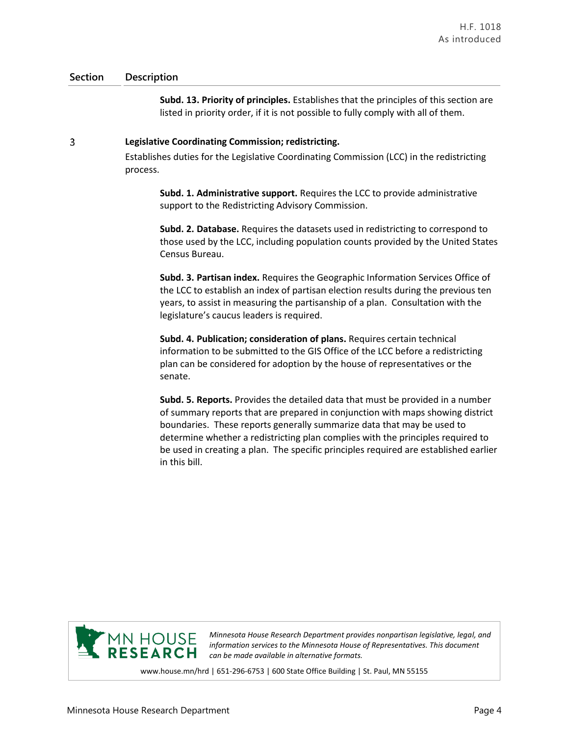| Section | Description |
|---|---|
| | **Subd. 13. Priority of principles.** Establishes that the principles of this section are listed in priority order, if it is not possible to fully comply with all of them. |
| 3 | **Legislative Coordinating Commission; redistricting.** |
| | Establishes duties for the Legislative Coordinating Commission (LCC) in the redistricting process. |
| | **Subd. 1. Administrative support.** Requires the LCC to provide administrative support to the Redistricting Advisory Commission. |
| | **Subd. 2. Database.** Requires the datasets used in redistricting to correspond to those used by the LCC, including population counts provided by the United States Census Bureau. |
| | **Subd. 3. Partisan index.** Requires the Geographic Information Services Office of the LCC to establish an index of partisan election results during the previous ten years, to assist in measuring the partisanship of a plan. Consultation with the legislature's caucus leaders is required. |
| | **Subd. 4. Publication; consideration of plans.** Requires certain technical information to be submitted to the GIS Office of the LCC before a redistricting plan can be considered for adoption by the house of representatives or the senate. |
| | **Subd. 5. Reports.** Provides the detailed data that must be provided in a number of summary reports that are prepared in conjunction with maps showing district boundaries. These reports generally summarize data that may be used to determine whether a redistricting plan complies with the principles required to be used in creating a plan. The specific principles required are established earlier in this bill. |

MN HOUSE RESEARCH

*Minnesota House Research Department provides nonpartisan legislative, legal, and information services to the Minnesota House of Representatives. This document can be made available in alternative formats.*

www.house.mn/hrd | 651-296-6753 | 600 State Office Building | St. Paul, MN 55155